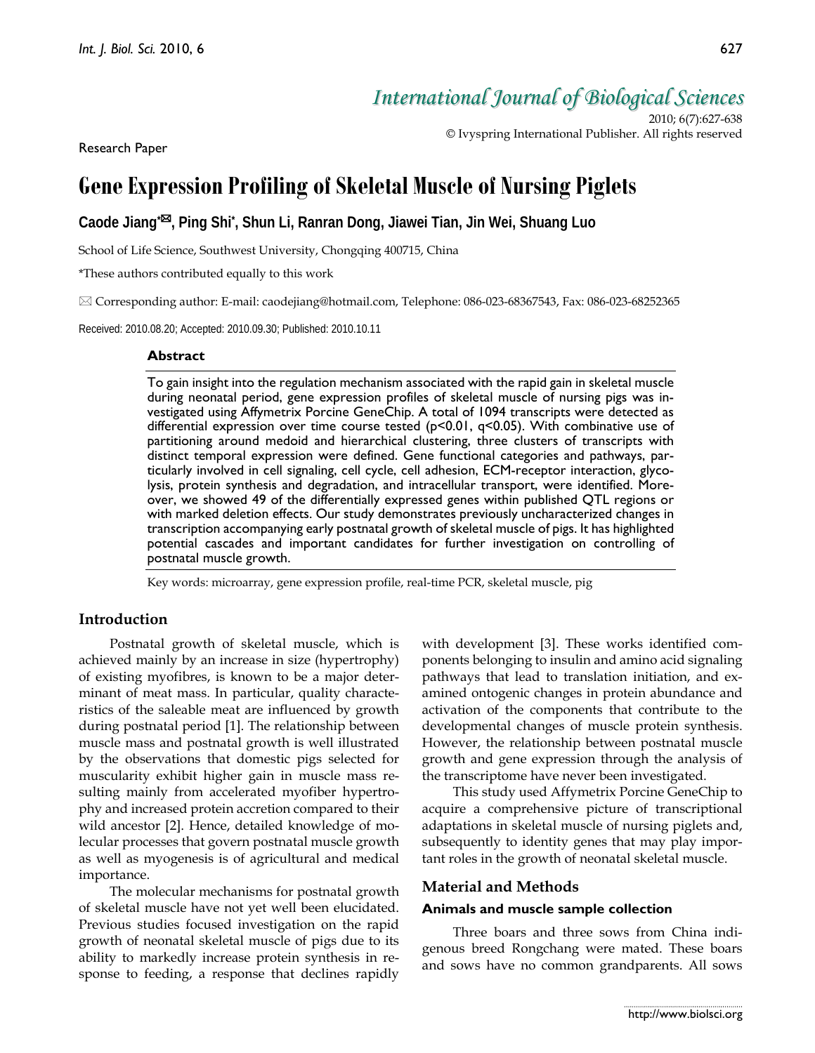Research Paper

# Gene Expression Profiling of Skeletal Muscle of Nursing Piglets

**Caode Jiang*✉, Ping Shi*, Shun Li, Ranran Dong, Jiawei Tian, Jin Wei, Shuang Luo**

School of Life Science, Southwest University, Chongqing 400715, China

*These authors contributed equally to this work

✉ Corresponding author: E-mail: caodejiang@hotmail.com, Telephone: 086-023-68367543, Fax: 086-023-68252365

Received: 2010.08.20; Accepted: 2010.09.30; Published: 2010.10.11

### Abstract

To gain insight into the regulation mechanism associated with the rapid gain in skeletal muscle during neonatal period, gene expression profiles of skeletal muscle of nursing pigs was investigated using Affymetrix Porcine GeneChip. A total of 1094 transcripts were detected as differential expression over time course tested ($p<0.01$, $q<0.05$). With combinative use of partitioning around medoid and hierarchical clustering, three clusters of transcripts with distinct temporal expression were defined. Gene functional categories and pathways, particularly involved in cell signaling, cell cycle, cell adhesion, ECM-receptor interaction, glycolysis, protein synthesis and degradation, and intracellular transport, were identified. Moreover, we showed 49 of the differentially expressed genes within published QTL regions or with marked deletion effects. Our study demonstrates previously uncharacterized changes in transcription accompanying early postnatal growth of skeletal muscle of pigs. It has highlighted potential cascades and important candidates for further investigation on controlling of postnatal muscle growth.

Key words: microarray, gene expression profile, real-time PCR, skeletal muscle, pig

## Introduction

Postnatal growth of skeletal muscle, which is achieved mainly by an increase in size (hypertrophy) of existing myofibres, is known to be a major determinant of meat mass. In particular, quality characteristics of the saleable meat are influenced by growth during postnatal period [1]. The relationship between muscle mass and postnatal growth is well illustrated by the observations that domestic pigs selected for muscularity exhibit higher gain in muscle mass resulting mainly from accelerated myofiber hypertrophy and increased protein accretion compared to their wild ancestor [2]. Hence, detailed knowledge of molecular processes that govern postnatal muscle growth as well as myogenesis is of agricultural and medical importance.

The molecular mechanisms for postnatal growth of skeletal muscle have not yet well been elucidated. Previous studies focused investigation on the rapid growth of neonatal skeletal muscle of pigs due to its ability to markedly increase protein synthesis in response to feeding, a response that declines rapidly with development [3]. These works identified components belonging to insulin and amino acid signaling pathways that lead to translation initiation, and examined ontogenic changes in protein abundance and activation of the components that contribute to the developmental changes of muscle protein synthesis. However, the relationship between postnatal muscle growth and gene expression through the analysis of the transcriptome have never been investigated.

This study used Affymetrix Porcine GeneChip to acquire a comprehensive picture of transcriptional adaptations in skeletal muscle of nursing piglets and, subsequently to identity genes that may play important roles in the growth of neonatal skeletal muscle.

## Material and Methods

### Animals and muscle sample collection

Three boars and three sows from China indigenous breed Rongchang were mated. These boars and sows have no common grandparents. All sows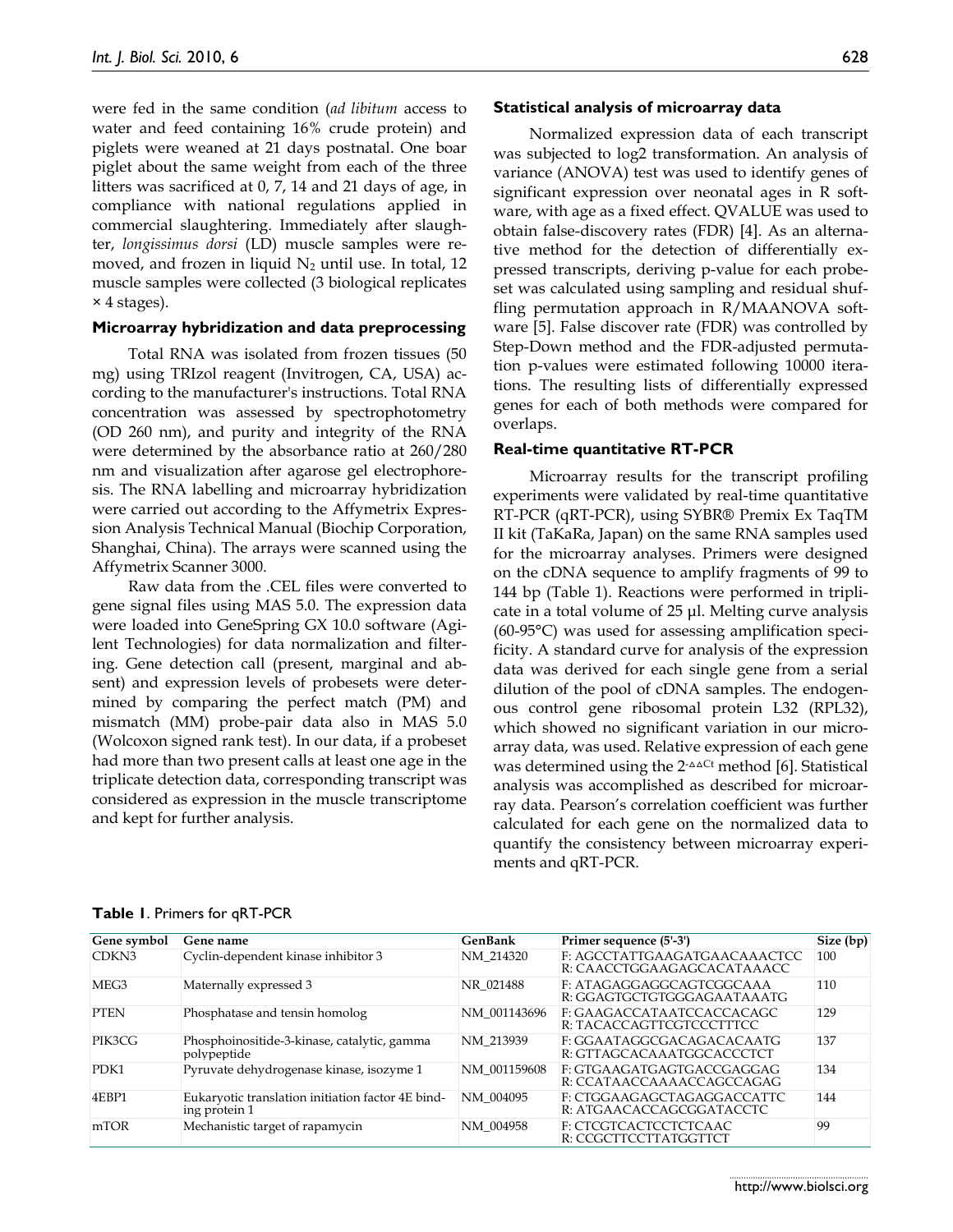were fed in the same condition (*ad libitum* access to water and feed containing 16% crude protein) and piglets were weaned at 21 days postnatal. One boar piglet about the same weight from each of the three litters was sacrificed at 0, 7, 14 and 21 days of age, in compliance with national regulations applied in commercial slaughtering. Immediately after slaughter, *longissimus dorsi* (LD) muscle samples were removed, and frozen in liquid $N_2$ until use. In total, 12 muscle samples were collected (3 biological replicates × 4 stages).

### Microarray hybridization and data preprocessing

Total RNA was isolated from frozen tissues (50 mg) using TRIzol reagent (Invitrogen, CA, USA) according to the manufacturer's instructions. Total RNA concentration was assessed by spectrophotometry (OD 260 nm), and purity and integrity of the RNA were determined by the absorbance ratio at 260/280 nm and visualization after agarose gel electrophoresis. The RNA labelling and microarray hybridization were carried out according to the Affymetrix Expression Analysis Technical Manual (Biochip Corporation, Shanghai, China). The arrays were scanned using the Affymetrix Scanner 3000.

Raw data from the .CEL files were converted to gene signal files using MAS 5.0. The expression data were loaded into GeneSpring GX 10.0 software (Agilent Technologies) for data normalization and filtering. Gene detection call (present, marginal and absent) and expression levels of probesets were determined by comparing the perfect match (PM) and mismatch (MM) probe-pair data also in MAS 5.0 (Wolcoxon signed rank test). In our data, if a probeset had more than two present calls at least one age in the triplicate detection data, corresponding transcript was considered as expression in the muscle transcriptome and kept for further analysis.

### Statistical analysis of microarray data

Normalized expression data of each transcript was subjected to log2 transformation. An analysis of variance (ANOVA) test was used to identify genes of significant expression over neonatal ages in R software, with age as a fixed effect. QVALUE was used to obtain false-discovery rates (FDR) [4]. As an alternative method for the detection of differentially expressed transcripts, deriving p-value for each probeset was calculated using sampling and residual shuffling permutation approach in R/MAANOVA software [5]. False discover rate (FDR) was controlled by Step-Down method and the FDR-adjusted permutation p-values were estimated following 10000 iterations. The resulting lists of differentially expressed genes for each of both methods were compared for overlaps.

### Real-time quantitative RT-PCR

Microarray results for the transcript profiling experiments were validated by real-time quantitative RT-PCR (qRT-PCR), using SYBR® Premix Ex TaqTM II kit (TaKaRa, Japan) on the same RNA samples used for the microarray analyses. Primers were designed on the cDNA sequence to amplify fragments of 99 to 144 bp (Table 1). Reactions were performed in triplicate in a total volume of 25 µl. Melting curve analysis (60-95°C) was used for assessing amplification specificity. A standard curve for analysis of the expression data was derived for each single gene from a serial dilution of the pool of cDNA samples. The endogenous control gene ribosomal protein L32 (RPL32), which showed no significant variation in our microarray data, was used. Relative expression of each gene was determined using the $2^{-\Delta\Delta Ct}$ method [6]. Statistical analysis was accomplished as described for microarray data. Pearson's correlation coefficient was further calculated for each gene on the normalized data to quantify the consistency between microarray experiments and qRT-PCR.

**Table 1**. Primers for qRT-PCR

| Gene symbol | Gene name | GenBank | Primer sequence (5'-3') | Size (bp) |
|---|---|---|---|---|
| CDKN3 | Cyclin-dependent kinase inhibitor 3 | NM_214320 | F: AGCCTATTGAAGATGAACAAACTCC<br>R: CAACCTGGAAGAGCACATAAACC | 100 |
| MEG3 | Maternally expressed 3 | NR_021488 | F: ATAGAGGAGGCAGTCGGCAAA<br>R: GGAGTGCTGTGGGAGAATAAATG | 110 |
| PTEN | Phosphatase and tensin homolog | NM_001143696 | F: GAAGACCATAATCCACCACAGC<br>R: TACACCAGTTCGTCCCTTTCC | 129 |
| PIK3CG | Phosphoinositide-3-kinase, catalytic, gamma polypeptide | NM_213939 | F: GGAATAGGCGACAGACACAATG<br>R: GTTAGCACAAATGGCACCCTCT | 137 |
| PDK1 | Pyruvate dehydrogenase kinase, isozyme 1 | NM_001159608 | F: GTGAAGATGAGTGACCGAGGAG<br>R: CCATAACCAAAACCAGCCAGAG | 134 |
| 4EBP1 | Eukaryotic translation initiation factor 4E binding protein 1 | NM_004095 | F: CTGGAAGAGCTAGAGGACCATTC<br>R: ATGAACACCAGCGGATACCTC | 144 |
| mTOR | Mechanistic target of rapamycin | NM_004958 | F: CTCGTCACTCCTCTCAAC<br>R: CCGCTTCCTTATGGTTCT | 99 |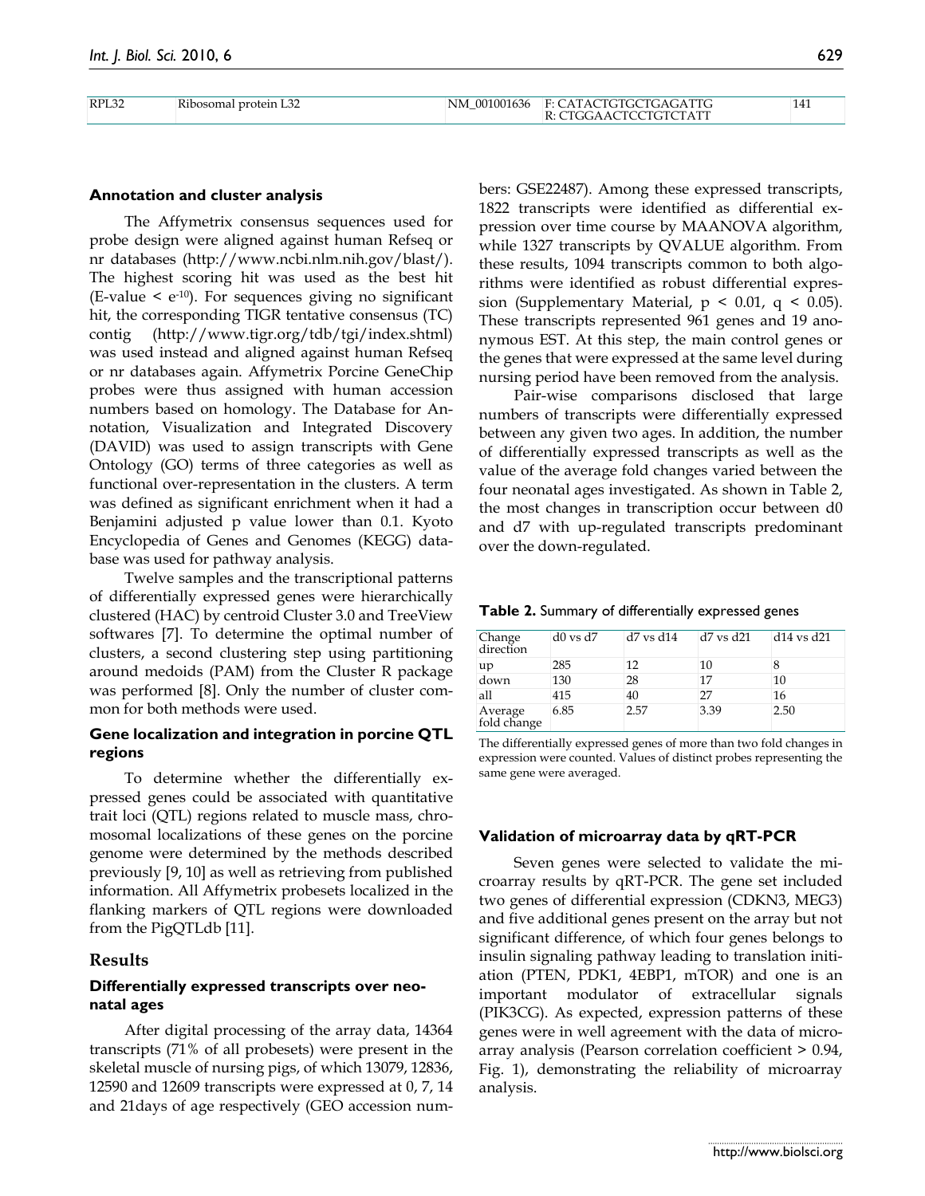| RPL32 | Ribosomal protein L32 | NM_001001636 | F: CATACTGTGCTGAGATTG<br>R: CTGGAACTCCTGTCTATT | 141 |
|---|---|---|---|---|

### Annotation and cluster analysis

The Affymetrix consensus sequences used for probe design were aligned against human Refseq or nr databases (http://www.ncbi.nlm.nih.gov/blast/). The highest scoring hit was used as the best hit (E-value < $e^{-10}$). For sequences giving no significant hit, the corresponding TIGR tentative consensus (TC) contig (http://www.tigr.org/tdb/tgi/index.shtml) was used instead and aligned against human Refseq or nr databases again. Affymetrix Porcine GeneChip probes were thus assigned with human accession numbers based on homology. The Database for Annotation, Visualization and Integrated Discovery (DAVID) was used to assign transcripts with Gene Ontology (GO) terms of three categories as well as functional over-representation in the clusters. A term was defined as significant enrichment when it had a Benjamini adjusted p value lower than 0.1. Kyoto Encyclopedia of Genes and Genomes (KEGG) database was used for pathway analysis.

Twelve samples and the transcriptional patterns of differentially expressed genes were hierarchically clustered (HAC) by centroid Cluster 3.0 and TreeView softwares [7]. To determine the optimal number of clusters, a second clustering step using partitioning around medoids (PAM) from the Cluster R package was performed [8]. Only the number of cluster common for both methods were used.

### Gene localization and integration in porcine QTL regions

To determine whether the differentially expressed genes could be associated with quantitative trait loci (QTL) regions related to muscle mass, chromosomal localizations of these genes on the porcine genome were determined by the methods described previously [9, 10] as well as retrieving from published information. All Affymetrix probesets localized in the flanking markers of QTL regions were downloaded from the PigQTLdb [11].

## Results

### Differentially expressed transcripts over neonatal ages

After digital processing of the array data, 14364 transcripts (71% of all probesets) were present in the skeletal muscle of nursing pigs, of which 13079, 12836, 12590 and 12609 transcripts were expressed at 0, 7, 14 and 21days of age respectively (GEO accession numbers: GSE22487). Among these expressed transcripts, 1822 transcripts were identified as differential expression over time course by MAANOVA algorithm, while 1327 transcripts by QVALUE algorithm. From these results, 1094 transcripts common to both algorithms were identified as robust differential expression (Supplementary Material, $p < 0.01$, $q < 0.05$). These transcripts represented 961 genes and 19 anonymous EST. At this step, the main control genes or the genes that were expressed at the same level during nursing period have been removed from the analysis.

Pair-wise comparisons disclosed that large numbers of transcripts were differentially expressed between any given two ages. In addition, the number of differentially expressed transcripts as well as the value of the average fold changes varied between the four neonatal ages investigated. As shown in Table 2, the most changes in transcription occur between d0 and d7 with up-regulated transcripts predominant over the down-regulated.

**Table 2.** Summary of differentially expressed genes

| Change direction | d0 vs d7 | d7 vs d14 | d7 vs d21 | d14 vs d21 |
|---|---|---|---|---|
| up | 285 | 12 | 10 | 8 |
| down | 130 | 28 | 17 | 10 |
| all | 415 | 40 | 27 | 16 |
| Average fold change | 6.85 | 2.57 | 3.39 | 2.50 |

The differentially expressed genes of more than two fold changes in expression were counted. Values of distinct probes representing the same gene were averaged.

### Validation of microarray data by qRT-PCR

Seven genes were selected to validate the microarray results by qRT-PCR. The gene set included two genes of differential expression (CDKN3, MEG3) and five additional genes present on the array but not significant difference, of which four genes belongs to insulin signaling pathway leading to translation initiation (PTEN, PDK1, 4EBP1, mTOR) and one is an important modulator of extracellular signals (PIK3CG). As expected, expression patterns of these genes were in well agreement with the data of microarray analysis (Pearson correlation coefficient > 0.94, Fig. 1), demonstrating the reliability of microarray analysis.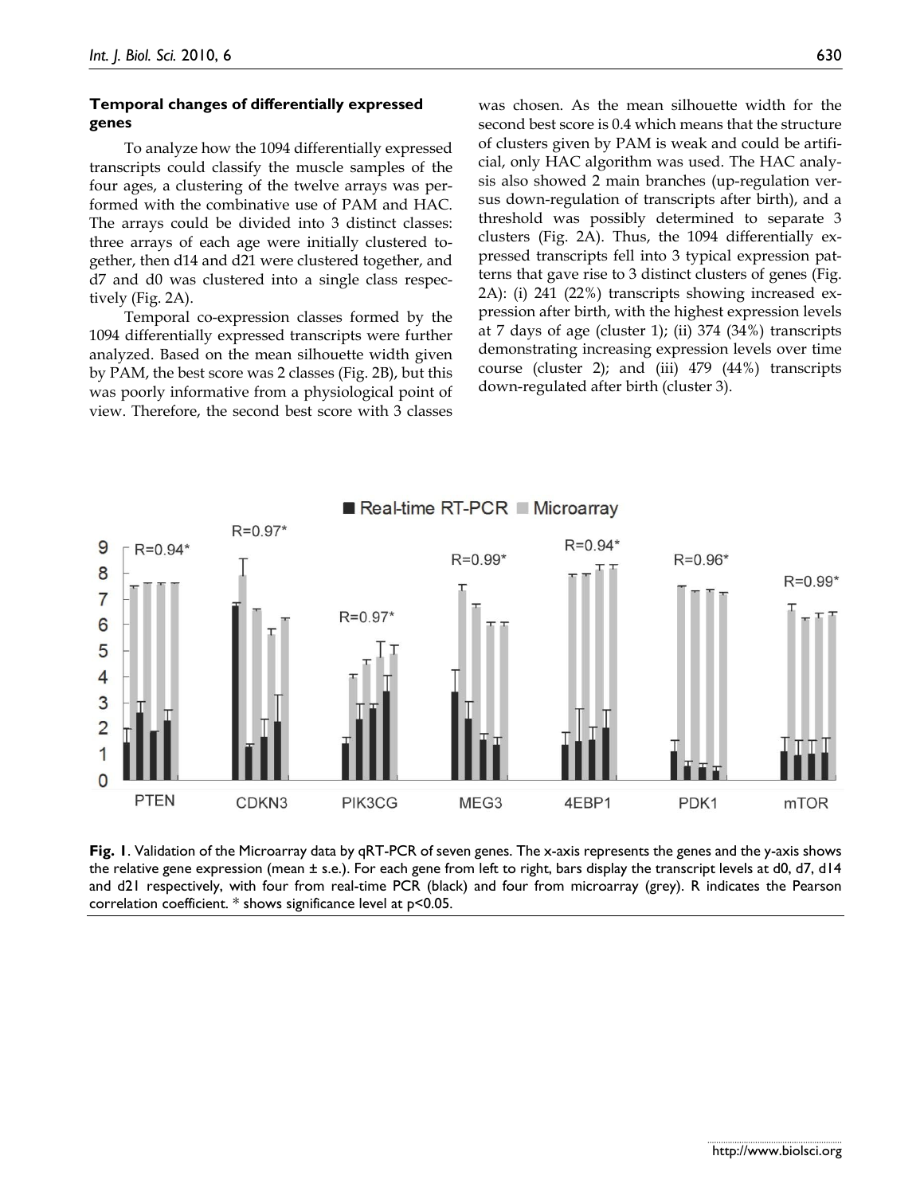### Temporal changes of differentially expressed genes

To analyze how the 1094 differentially expressed transcripts could classify the muscle samples of the four ages, a clustering of the twelve arrays was performed with the combinative use of PAM and HAC. The arrays could be divided into 3 distinct classes: three arrays of each age were initially clustered together, then d14 and d21 were clustered together, and d7 and d0 was clustered into a single class respectively (Fig. 2A).

Temporal co-expression classes formed by the 1094 differentially expressed transcripts were further analyzed. Based on the mean silhouette width given by PAM, the best score was 2 classes (Fig. 2B), but this was poorly informative from a physiological point of view. Therefore, the second best score with 3 classes was chosen. As the mean silhouette width for the second best score is 0.4 which means that the structure of clusters given by PAM is weak and could be artificial, only HAC algorithm was used. The HAC analysis also showed 2 main branches (up-regulation versus down-regulation of transcripts after birth), and a threshold was possibly determined to separate 3 clusters (Fig. 2A). Thus, the 1094 differentially expressed transcripts fell into 3 typical expression patterns that gave rise to 3 distinct clusters of genes (Fig. 2A): (i) 241 (22%) transcripts showing increased expression after birth, with the highest expression levels at 7 days of age (cluster 1); (ii) 374 (34%) transcripts demonstrating increasing expression levels over time course (cluster 2); and (iii) 479 (44%) transcripts down-regulated after birth (cluster 3).

**Fig. 1**. Validation of the Microarray data by qRT-PCR of seven genes. The x-axis represents the genes and the y-axis shows the relative gene expression (mean ± s.e.). For each gene from left to right, bars display the transcript levels at d0, d7, d14 and d21 respectively, with four from real-time PCR (black) and four from microarray (grey). R indicates the Pearson correlation coefficient. * shows significance level at $p<0.05$.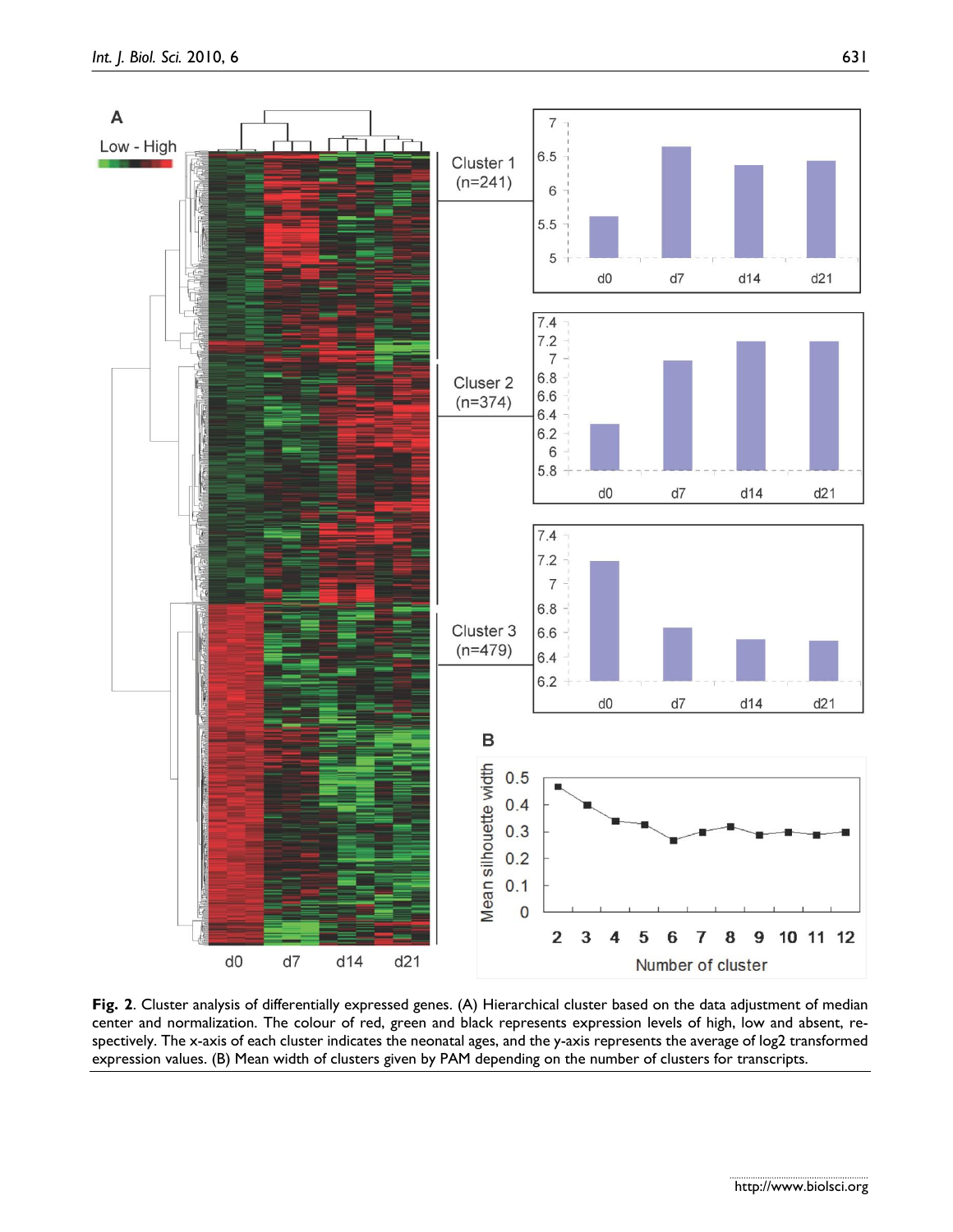**Fig. 2**. Cluster analysis of differentially expressed genes. (A) Hierarchical cluster based on the data adjustment of median center and normalization. The colour of red, green and black represents expression levels of high, low and absent, respectively. The x-axis of each cluster indicates the neonatal ages, and the y-axis represents the average of log2 transformed expression values. (B) Mean width of clusters given by PAM depending on the number of clusters for transcripts.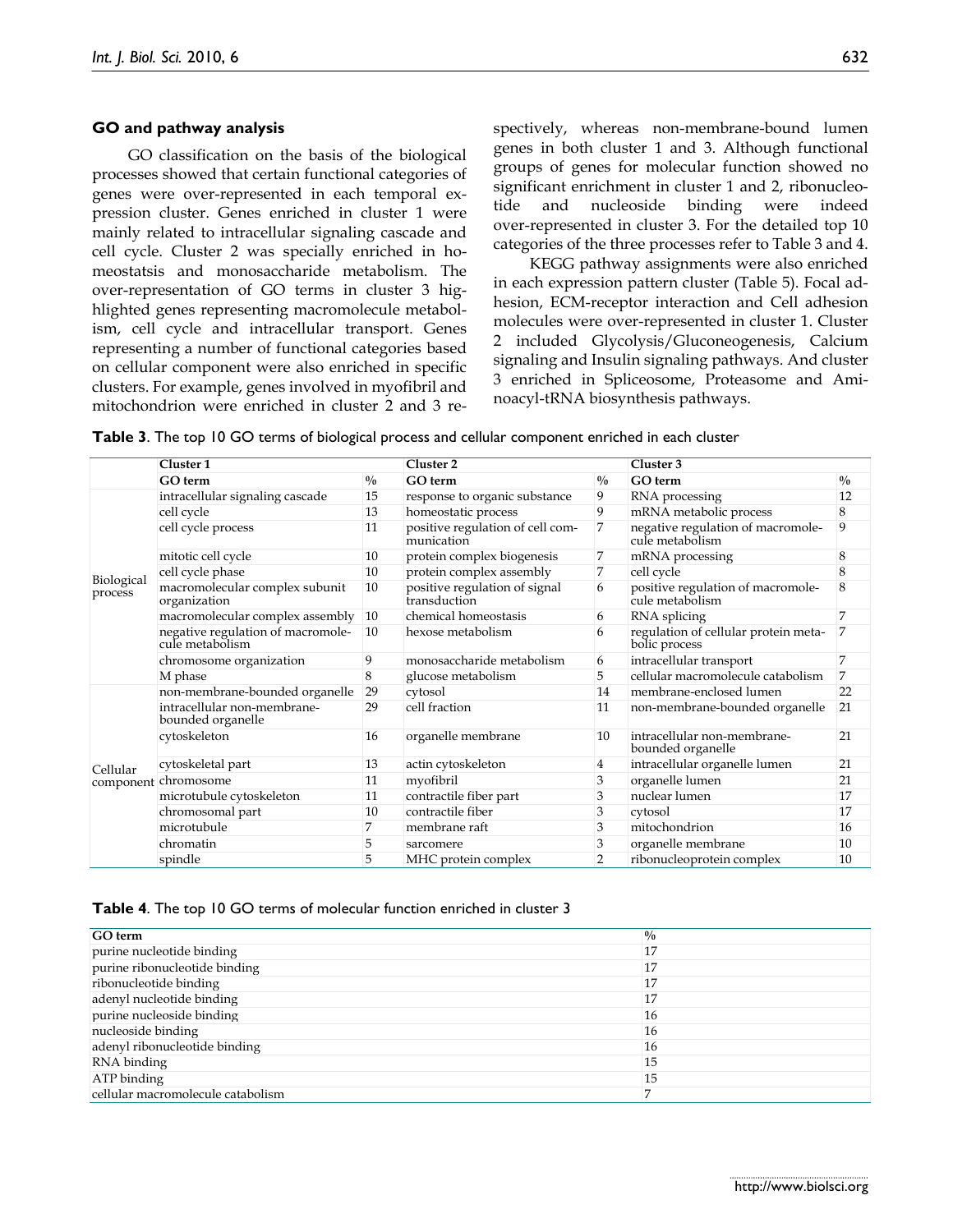#### GO and pathway analysis

GO classification on the basis of the biological processes showed that certain functional categories of genes were over-represented in each temporal expression cluster. Genes enriched in cluster 1 were mainly related to intracellular signaling cascade and cell cycle. Cluster 2 was specially enriched in homeostatsis and monosaccharide metabolism. The over-representation of GO terms in cluster 3 highlighted genes representing macromolecule metabolism, cell cycle and intracellular transport. Genes representing a number of functional categories based on cellular component were also enriched in specific clusters. For example, genes involved in myofibril and mitochondrion were enriched in cluster 2 and 3 respectively, whereas non-membrane-bound lumen genes in both cluster 1 and 3. Although functional groups of genes for molecular function showed no significant enrichment in cluster 1 and 2, ribonucleotide and nucleoside binding were indeed over-represented in cluster 3. For the detailed top 10 categories of the three processes refer to Table 3 and 4.

KEGG pathway assignments were also enriched in each expression pattern cluster (Table 5). Focal adhesion, ECM-receptor interaction and Cell adhesion molecules were over-represented in cluster 1. Cluster 2 included Glycolysis/Gluconeogenesis, Calcium signaling and Insulin signaling pathways. And cluster 3 enriched in Spliceosome, Proteasome and Aminoacyl-tRNA biosynthesis pathways.

**Table 3**. The top 10 GO terms of biological process and cellular component enriched in each cluster

| | Cluster 1 | | Cluster 2 | | Cluster 3 | |
|---|---|---|---|---|---|---|
| | GO term | % | GO term | % | GO term | % |
| Biological process | intracellular signaling cascade | 15 | response to organic substance | 9 | RNA processing | 12 |
| | cell cycle | 13 | homeostatic process | 9 | mRNA metabolic process | 8 |
| | cell cycle process | 11 | positive regulation of cell communication | 7 | negative regulation of macromolecule metabolism | 9 |
| | mitotic cell cycle | 10 | protein complex biogenesis | 7 | mRNA processing | 8 |
| | cell cycle phase | 10 | protein complex assembly | 7 | cell cycle | 8 |
| | macromolecular complex subunit organization | 10 | positive regulation of signal transduction | 6 | positive regulation of macromolecule metabolism | 8 |
| | macromolecular complex assembly | 10 | chemical homeostasis | 6 | RNA splicing | 7 |
| | negative regulation of macromolecule metabolism | 10 | hexose metabolism | 6 | regulation of cellular protein metabolic process | 7 |
| | chromosome organization | 9 | monosaccharide metabolism | 6 | intracellular transport | 7 |
| | M phase | 8 | glucose metabolism | 5 | cellular macromolecule catabolism | 7 |
| Cellular component | non-membrane-bounded organelle | 29 | cytosol | 14 | membrane-enclosed lumen | 22 |
| | intracellular non-membrane-bounded organelle | 29 | cell fraction | 11 | non-membrane-bounded organelle | 21 |
| | cytoskeleton | 16 | organelle membrane | 10 | intracellular non-membrane-bounded organelle | 21 |
| | cytoskeletal part | 13 | actin cytoskeleton | 4 | intracellular organelle lumen | 21 |
| | chromosome | 11 | myofibril | 3 | organelle lumen | 21 |
| | microtubule cytoskeleton | 11 | contractile fiber part | 3 | nuclear lumen | 17 |
| | chromosomal part | 10 | contractile fiber | 3 | cytosol | 17 |
| | microtubule | 7 | membrane raft | 3 | mitochondrion | 16 |
| | chromatin | 5 | sarcomere | 3 | organelle membrane | 10 |
| | spindle | 5 | MHC protein complex | 2 | ribonucleoprotein complex | 10 |

**Table 4**. The top 10 GO terms of molecular function enriched in cluster 3

| GO term | % |
|---|---|
| purine nucleotide binding | 17 |
| purine ribonucleotide binding | 17 |
| ribonucleotide binding | 17 |
| adenyl nucleotide binding | 17 |
| purine nucleoside binding | 16 |
| nucleoside binding | 16 |
| adenyl ribonucleotide binding | 16 |
| RNA binding | 15 |
| ATP binding | 15 |
| cellular macromolecule catabolism | 7 |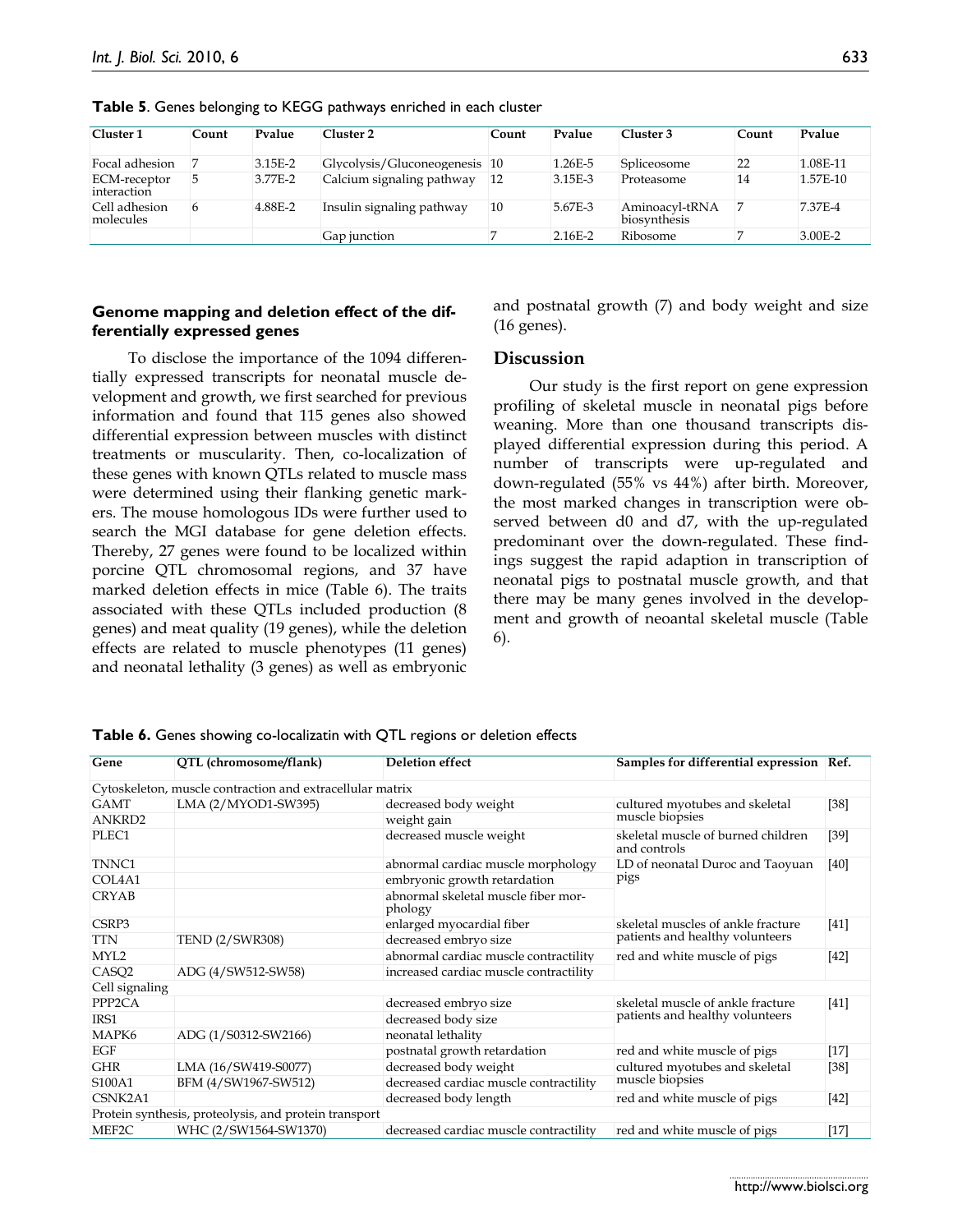**Table 5**. Genes belonging to KEGG pathways enriched in each cluster

| Cluster 1 | Count | Pvalue | Cluster 2 | Count | Pvalue | Cluster 3 | Count | Pvalue |
|---|---|---|---|---|---|---|---|---|
| Focal adhesion | 7 | 3.15E-2 | Glycolysis/Gluconeogenesis | 10 | 1.26E-5 | Spliceosome | 22 | 1.08E-11 |
| ECM-receptor interaction | 5 | 3.77E-2 | Calcium signaling pathway | 12 | 3.15E-3 | Proteasome | 14 | 1.57E-10 |
| Cell adhesion molecules | 6 | 4.88E-2 | Insulin signaling pathway | 10 | 5.67E-3 | Aminoacyl-tRNA biosynthesis | 7 | 7.37E-4 |
| | | | Gap junction | 7 | 2.16E-2 | Ribosome | 7 | 3.00E-2 |

### Genome mapping and deletion effect of the differentially expressed genes

To disclose the importance of the 1094 differentially expressed transcripts for neonatal muscle development and growth, we first searched for previous information and found that 115 genes also showed differential expression between muscles with distinct treatments or muscularity. Then, co-localization of these genes with known QTLs related to muscle mass were determined using their flanking genetic markers. The mouse homologous IDs were further used to search the MGI database for gene deletion effects. Thereby, 27 genes were found to be localized within porcine QTL chromosomal regions, and 37 have marked deletion effects in mice (Table 6). The traits associated with these QTLs included production (8 genes) and meat quality (19 genes), while the deletion effects are related to muscle phenotypes (11 genes) and neonatal lethality (3 genes) as well as embryonic and postnatal growth (7) and body weight and size (16 genes).

## Discussion

Our study is the first report on gene expression profiling of skeletal muscle in neonatal pigs before weaning. More than one thousand transcripts displayed differential expression during this period. A number of transcripts were up-regulated and down-regulated (55% vs 44%) after birth. Moreover, the most marked changes in transcription were observed between d0 and d7, with the up-regulated predominant over the down-regulated. These findings suggest the rapid adaption in transcription of neonatal pigs to postnatal muscle growth, and that there may be many genes involved in the development and growth of neoantal skeletal muscle (Table 6).

**Table 6.** Genes showing co-localizatin with QTL regions or deletion effects

| Gene | QTL (chromosome/flank) | Deletion effect | Samples for differential expression | Ref. |
|---|---|---|---|---|
| Cytoskeleton, muscle contraction and extracellular matrix | | | | |
| GAMT | LMA (2/MYOD1-SW395) | decreased body weight | cultured myotubes and skeletal muscle biopsies | [38] |
| ANKRD2 | | weight gain | | |
| PLEC1 | | decreased muscle weight | skeletal muscle of burned children and controls | [39] |
| TNNC1 | | abnormal cardiac muscle morphology | LD of neonatal Duroc and Taoyuan pigs | [40] |
| COL4A1 | | embryonic growth retardation | | |
| CRYAB | | abnormal skeletal muscle fiber morphology | | |
| CSRP3 | | enlarged myocardial fiber | skeletal muscles of ankle fracture patients and healthy volunteers | [41] |
| TTN | TEND (2/SWR308) | decreased embryo size | | |
| MYL2 | | abnormal cardiac muscle contractility | red and white muscle of pigs | [42] |
| CASQ2 | ADG (4/SW512-SW58) | increased cardiac muscle contractility | | |
| Cell signaling | | | | |
| PPP2CA | | decreased embryo size | skeletal muscle of ankle fracture patients and healthy volunteers | [41] |
| IRS1 | | decreased body size | | |
| MAPK6 | ADG (1/S0312-SW2166) | neonatal lethality | | |
| EGF | | postnatal growth retardation | red and white muscle of pigs | [17] |
| GHR | LMA (16/SW419-S0077) | decreased body weight | cultured myotubes and skeletal muscle biopsies | [38] |
| S100A1 | BFM (4/SW1967-SW512) | decreased cardiac muscle contractility | | |
| CSNK2A1 | | decreased body length | red and white muscle of pigs | [42] |
| Protein synthesis, proteolysis, and protein transport | | | | |
| MEF2C | WHC (2/SW1564-SW1370) | decreased cardiac muscle contractility | red and white muscle of pigs | [17] |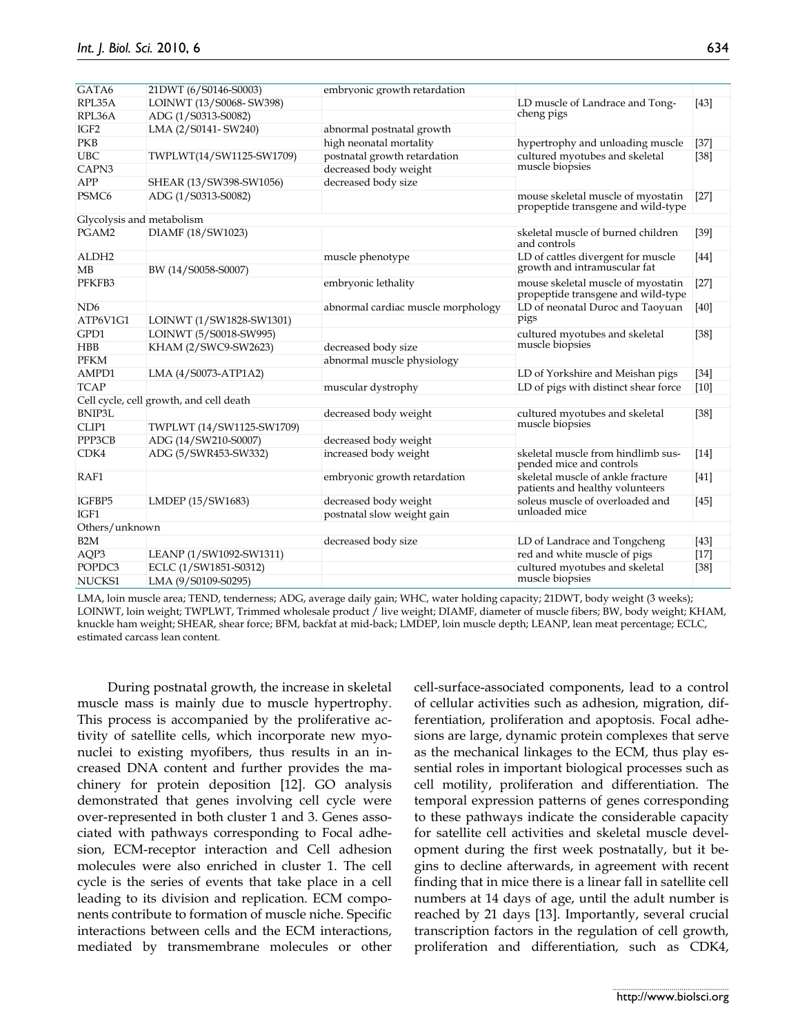| GATA6 | 21DWT (6/S0146-S0003) | embryonic growth retardation | | |
|---|---|---|---|---|
| RPL35A | LOINWT (13/S0068- SW398) | | LD muscle of Landrace and Tongcheng pigs | [43] |
| RPL36A | ADG (1/S0313-S0082) | | | |
| IGF2 | LMA (2/S0141- SW240) | abnormal postnatal growth | | |
| PKB | | high neonatal mortality | hypertrophy and unloading muscle | [37] |
| UBC | TWPLWT(14/SW1125-SW1709) | postnatal growth retardation | cultured myotubes and skeletal muscle biopsies | [38] |
| CAPN3 | | decreased body weight | | |
| APP | SHEAR (13/SW398-SW1056) | decreased body size | | |
| PSMC6 | ADG (1/S0313-S0082) | | mouse skeletal muscle of myostatin propeptide transgene and wild-type | [27] |
| Glycolysis and metabolism | | | | |
| PGAM2 | DIAMF (18/SW1023) | | skeletal muscle of burned children and controls | [39] |
| ALDH2 | | muscle phenotype | LD of cattles divergent for muscle growth and intramuscular fat | [44] |
| MB | BW (14/S0058-S0007) | | | |
| PFKFB3 | | embryonic lethality | mouse skeletal muscle of myostatin propeptide transgene and wild-type | [27] |
| ND6 | | abnormal cardiac muscle morphology | LD of neonatal Duroc and Taoyuan pigs | [40] |
| ATP6V1G1 | LOINWT (1/SW1828-SW1301) | | | |
| GPD1 | LOINWT (5/S0018-SW995) | | cultured myotubes and skeletal muscle biopsies | [38] |
| HBB | KHAM (2/SWC9-SW2623) | decreased body size | | |
| PFKM | | abnormal muscle physiology | | |
| AMPD1 | LMA (4/S0073-ATP1A2) | | LD of Yorkshire and Meishan pigs | [34] |
| TCAP | | muscular dystrophy | LD of pigs with distinct shear force | [10] |
| Cell cycle, cell growth, and cell death | | | | |
| BNIP3L | | decreased body weight | cultured myotubes and skeletal muscle biopsies | [38] |
| CLIP1 | TWPLWT (14/SW1125-SW1709) | | | |
| PPP3CB | ADG (14/SW210-S0007) | decreased body weight | | |
| CDK4 | ADG (5/SWR453-SW332) | increased body weight | skeletal muscle from hindlimb suspended mice and controls | [14] |
| RAF1 | | embryonic growth retardation | skeletal muscle of ankle fracture patients and healthy volunteers | [41] |
| IGFBP5 | LMDEP (15/SW1683) | decreased body weight | soleus muscle of overloaded and unloaded mice | [45] |
| IGF1 | | postnatal slow weight gain | | |
| Others/unknown | | | | |
| B2M | | decreased body size | LD of Landrace and Tongcheng | [43] |
| AQP3 | LEANP (1/SW1092-SW1311) | | red and white muscle of pigs | [17] |
| POPDC3 | ECLC (1/SW1851-S0312) | | cultured myotubes and skeletal muscle biopsies | [38] |
| NUCKS1 | LMA (9/S0109-S0295) | | | |

LMA, loin muscle area; TEND, tenderness; ADG, average daily gain; WHC, water holding capacity; 21DWT, body weight (3 weeks); LOINWT, loin weight; TWPLWT, Trimmed wholesale product / live weight; DIAMF, diameter of muscle fibers; BW, body weight; KHAM, knuckle ham weight; SHEAR, shear force; BFM, backfat at mid-back; LMDEP, loin muscle depth; LEANP, lean meat percentage; ECLC, estimated carcass lean content.

During postnatal growth, the increase in skeletal muscle mass is mainly due to muscle hypertrophy. This process is accompanied by the proliferative activity of satellite cells, which incorporate new myonuclei to existing myofibers, thus results in an increased DNA content and further provides the machinery for protein deposition [12]. GO analysis demonstrated that genes involving cell cycle were over-represented in both cluster 1 and 3. Genes associated with pathways corresponding to Focal adhesion, ECM-receptor interaction and Cell adhesion molecules were also enriched in cluster 1. The cell cycle is the series of events that take place in a cell leading to its division and replication. ECM components contribute to formation of muscle niche. Specific interactions between cells and the ECM interactions, mediated by transmembrane molecules or other cell-surface-associated components, lead to a control of cellular activities such as adhesion, migration, differentiation, proliferation and apoptosis. Focal adhesions are large, dynamic protein complexes that serve as the mechanical linkages to the ECM, thus play essential roles in important biological processes such as cell motility, proliferation and differentiation. The temporal expression patterns of genes corresponding to these pathways indicate the considerable capacity for satellite cell activities and skeletal muscle development during the first week postnatally, but it begins to decline afterwards, in agreement with recent finding that in mice there is a linear fall in satellite cell numbers at 14 days of age, until the adult number is reached by 21 days [13]. Importantly, several crucial transcription factors in the regulation of cell growth, proliferation and differentiation, such as CDK4,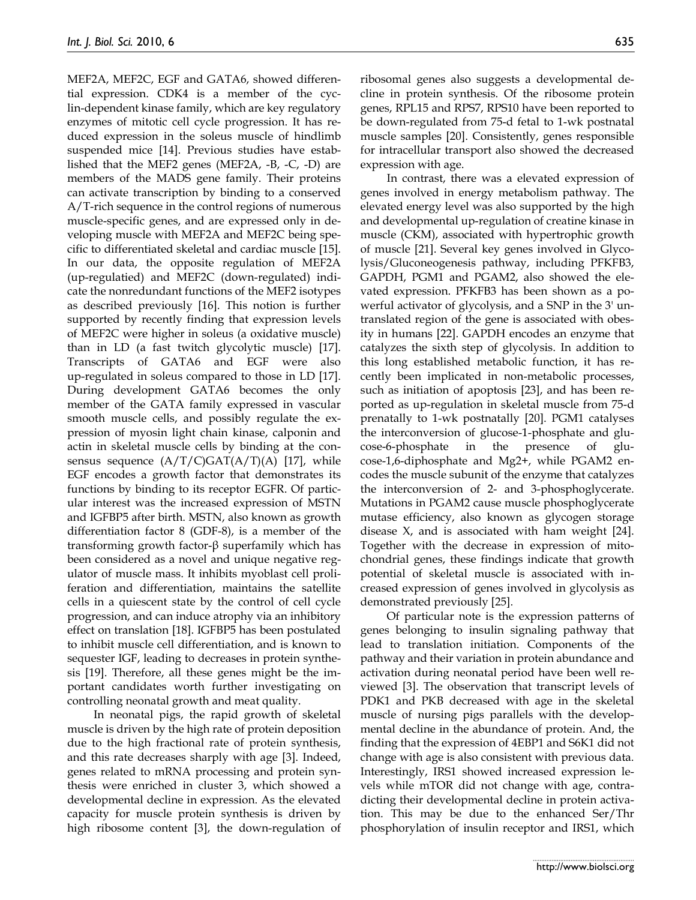MEF2A, MEF2C, EGF and GATA6, showed differential expression. CDK4 is a member of the cyclin-dependent kinase family, which are key regulatory enzymes of mitotic cell cycle progression. It has reduced expression in the soleus muscle of hindlimb suspended mice [14]. Previous studies have established that the MEF2 genes (MEF2A, -B, -C, -D) are members of the MADS gene family. Their proteins can activate transcription by binding to a conserved A/T-rich sequence in the control regions of numerous muscle-specific genes, and are expressed only in developing muscle with MEF2A and MEF2C being specific to differentiated skeletal and cardiac muscle [15]. In our data, the opposite regulation of MEF2A (up-regulatied) and MEF2C (down-regulated) indicate the nonredundant functions of the MEF2 isotypes as described previously [16]. This notion is further supported by recently finding that expression levels of MEF2C were higher in soleus (a oxidative muscle) than in LD (a fast twitch glycolytic muscle) [17]. Transcripts of GATA6 and EGF were also up-regulated in soleus compared to those in LD [17]. During development GATA6 becomes the only member of the GATA family expressed in vascular smooth muscle cells, and possibly regulate the expression of myosin light chain kinase, calponin and actin in skeletal muscle cells by binding at the consensus sequence (A/T/C)GAT(A/T)(A) [17], while EGF encodes a growth factor that demonstrates its functions by binding to its receptor EGFR. Of particular interest was the increased expression of MSTN and IGFBP5 after birth. MSTN, also known as growth differentiation factor 8 (GDF-8), is a member of the transforming growth factor-β superfamily which has been considered as a novel and unique negative regulator of muscle mass. It inhibits myoblast cell proliferation and differentiation, maintains the satellite cells in a quiescent state by the control of cell cycle progression, and can induce atrophy via an inhibitory effect on translation [18]. IGFBP5 has been postulated to inhibit muscle cell differentiation, and is known to sequester IGF, leading to decreases in protein synthesis [19]. Therefore, all these genes might be the important candidates worth further investigating on controlling neonatal growth and meat quality.

In neonatal pigs, the rapid growth of skeletal muscle is driven by the high rate of protein deposition due to the high fractional rate of protein synthesis, and this rate decreases sharply with age [3]. Indeed, genes related to mRNA processing and protein synthesis were enriched in cluster 3, which showed a developmental decline in expression. As the elevated capacity for muscle protein synthesis is driven by high ribosome content [3], the down-regulation of ribosomal genes also suggests a developmental decline in protein synthesis. Of the ribosome protein genes, RPL15 and RPS7, RPS10 have been reported to be down-regulated from 75-d fetal to 1-wk postnatal muscle samples [20]. Consistently, genes responsible for intracellular transport also showed the decreased expression with age.

In contrast, there was a elevated expression of genes involved in energy metabolism pathway. The elevated energy level was also supported by the high and developmental up-regulation of creatine kinase in muscle (CKM), associated with hypertrophic growth of muscle [21]. Several key genes involved in Glycolysis/Gluconeogenesis pathway, including PFKFB3, GAPDH, PGM1 and PGAM2, also showed the elevated expression. PFKFB3 has been shown as a powerful activator of glycolysis, and a SNP in the 3' untranslated region of the gene is associated with obesity in humans [22]. GAPDH encodes an enzyme that catalyzes the sixth step of glycolysis. In addition to this long established metabolic function, it has recently been implicated in non-metabolic processes, such as initiation of apoptosis [23], and has been reported as up-regulation in skeletal muscle from 75-d prenatally to 1-wk postnatally [20]. PGM1 catalyses the interconversion of glucose-1-phosphate and glucose-6-phosphate in the presence of glucose-1,6-diphosphate and $Mg^{2+}$, while PGAM2 encodes the muscle subunit of the enzyme that catalyzes the interconversion of 2- and 3-phosphoglycerate. Mutations in PGAM2 cause muscle phosphoglycerate mutase efficiency, also known as glycogen storage disease X, and is associated with ham weight [24]. Together with the decrease in expression of mitochondrial genes, these findings indicate that growth potential of skeletal muscle is associated with increased expression of genes involved in glycolysis as demonstrated previously [25].

Of particular note is the expression patterns of genes belonging to insulin signaling pathway that lead to translation initiation. Components of the pathway and their variation in protein abundance and activation during neonatal period have been well reviewed [3]. The observation that transcript levels of PDK1 and PKB decreased with age in the skeletal muscle of nursing pigs parallels with the developmental decline in the abundance of protein. And, the finding that the expression of 4EBP1 and S6K1 did not change with age is also consistent with previous data. Interestingly, IRS1 showed increased expression levels while mTOR did not change with age, contradicting their developmental decline in protein activation. This may be due to the enhanced Ser/Thr phosphorylation of insulin receptor and IRS1, which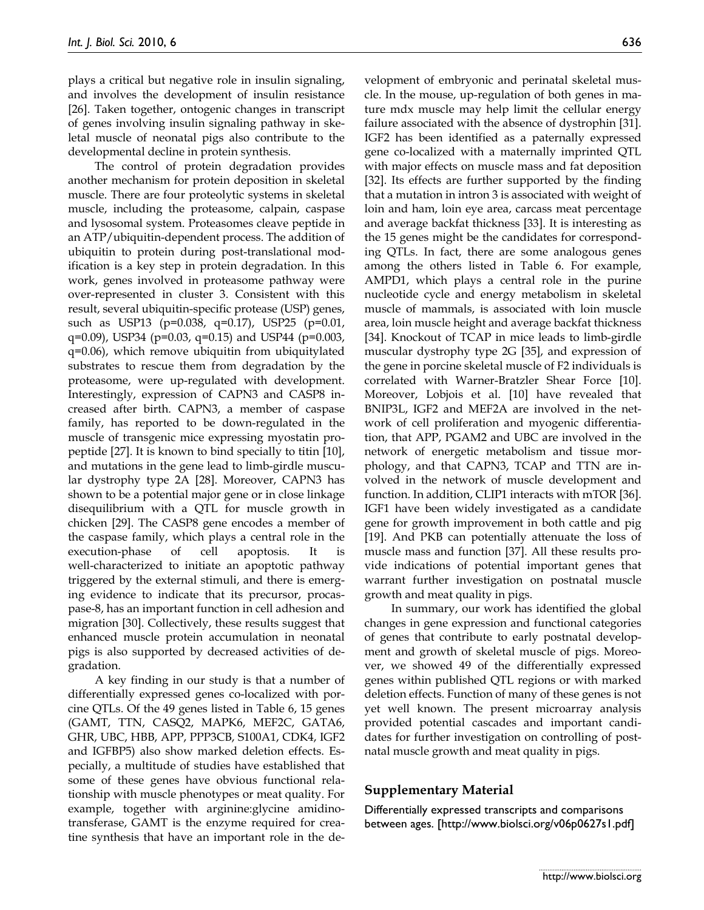plays a critical but negative role in insulin signaling, and involves the development of insulin resistance [26]. Taken together, ontogenic changes in transcript of genes involving insulin signaling pathway in skeletal muscle of neonatal pigs also contribute to the developmental decline in protein synthesis.

The control of protein degradation provides another mechanism for protein deposition in skeletal muscle. There are four proteolytic systems in skeletal muscle, including the proteasome, calpain, caspase and lysosomal system. Proteasomes cleave peptide in an ATP/ubiquitin-dependent process. The addition of ubiquitin to protein during post-translational modification is a key step in protein degradation. In this work, genes involved in proteasome pathway were over-represented in cluster 3. Consistent with this result, several ubiquitin-specific protease (USP) genes, such as USP13 (p=0.038, q=0.17), USP25 (p=0.01, q=0.09), USP34 (p=0.03, q=0.15) and USP44 (p=0.003, q=0.06), which remove ubiquitin from ubiquitylated substrates to rescue them from degradation by the proteasome, were up-regulated with development. Interestingly, expression of CAPN3 and CASP8 increased after birth. CAPN3, a member of caspase family, has reported to be down-regulated in the muscle of transgenic mice expressing myostatin propeptide [27]. It is known to bind specially to titin [10], and mutations in the gene lead to limb-girdle muscular dystrophy type 2A [28]. Moreover, CAPN3 has shown to be a potential major gene or in close linkage disequilibrium with a QTL for muscle growth in chicken [29]. The CASP8 gene encodes a member of the caspase family, which plays a central role in the execution-phase of cell apoptosis. It is well-characterized to initiate an apoptotic pathway triggered by the external stimuli, and there is emerging evidence to indicate that its precursor, procaspase-8, has an important function in cell adhesion and migration [30]. Collectively, these results suggest that enhanced muscle protein accumulation in neonatal pigs is also supported by decreased activities of degradation.

A key finding in our study is that a number of differentially expressed genes co-localized with porcine QTLs. Of the 49 genes listed in Table 6, 15 genes (GAMT, TTN, CASQ2, MAPK6, MEF2C, GATA6, GHR, UBC, HBB, APP, PPP3CB, S100A1, CDK4, IGF2 and IGFBP5) also show marked deletion effects. Especially, a multitude of studies have established that some of these genes have obvious functional relationship with muscle phenotypes or meat quality. For example, together with arginine:glycine amidinotransferase, GAMT is the enzyme required for creatine synthesis that have an important role in the development of embryonic and perinatal skeletal muscle. In the mouse, up-regulation of both genes in mature mdx muscle may help limit the cellular energy failure associated with the absence of dystrophin [31]. IGF2 has been identified as a paternally expressed gene co-localized with a maternally imprinted QTL with major effects on muscle mass and fat deposition [32]. Its effects are further supported by the finding that a mutation in intron 3 is associated with weight of loin and ham, loin eye area, carcass meat percentage and average backfat thickness [33]. It is interesting as the 15 genes might be the candidates for corresponding QTLs. In fact, there are some analogous genes among the others listed in Table 6. For example, AMPD1, which plays a central role in the purine nucleotide cycle and energy metabolism in skeletal muscle of mammals, is associated with loin muscle area, loin muscle height and average backfat thickness [34]. Knockout of TCAP in mice leads to limb-girdle muscular dystrophy type 2G [35], and expression of the gene in porcine skeletal muscle of F2 individuals is correlated with Warner-Bratzler Shear Force [10]. Moreover, Lobjois et al. [10] have revealed that BNIP3L, IGF2 and MEF2A are involved in the network of cell proliferation and myogenic differentiation, that APP, PGAM2 and UBC are involved in the network of energetic metabolism and tissue morphology, and that CAPN3, TCAP and TTN are involved in the network of muscle development and function. In addition, CLIP1 interacts with mTOR [36]. IGF1 have been widely investigated as a candidate gene for growth improvement in both cattle and pig [19]. And PKB can potentially attenuate the loss of muscle mass and function [37]. All these results provide indications of potential important genes that warrant further investigation on postnatal muscle growth and meat quality in pigs.

In summary, our work has identified the global changes in gene expression and functional categories of genes that contribute to early postnatal development and growth of skeletal muscle of pigs. Moreover, we showed 49 of the differentially expressed genes within published QTL regions or with marked deletion effects. Function of many of these genes is not yet well known. The present microarray analysis provided potential cascades and important candidates for further investigation on controlling of postnatal muscle growth and meat quality in pigs.

## Supplementary Material

Differentially expressed transcripts and comparisons between ages. [http://www.biolsci.org/v06p0627s1.pdf]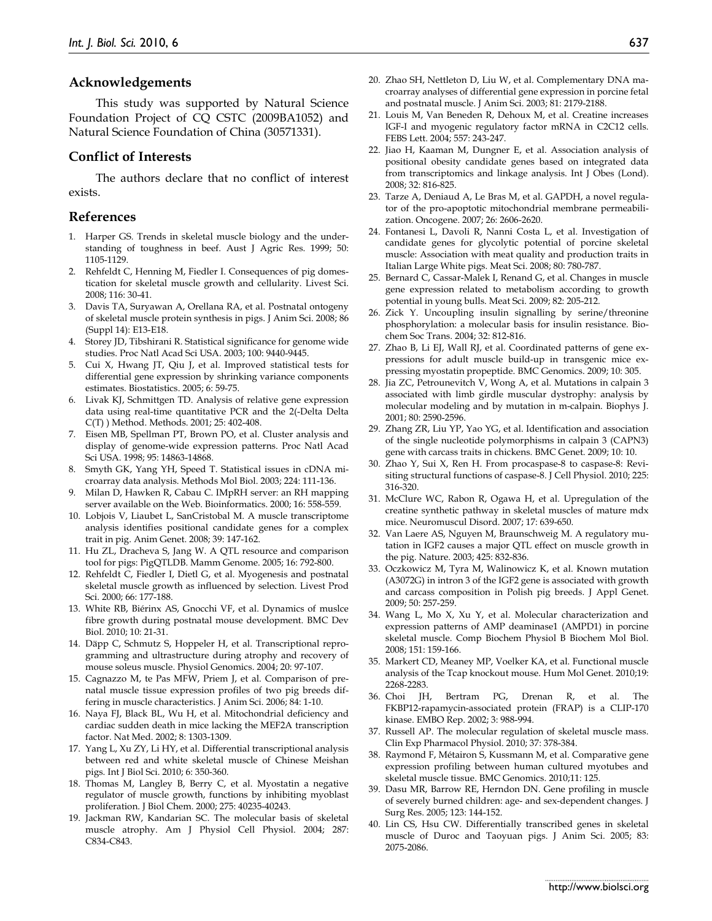## Acknowledgements

This study was supported by Natural Science Foundation Project of CQ CSTC (2009BA1052) and Natural Science Foundation of China (30571331).

## Conflict of Interests

The authors declare that no conflict of interest exists.

## References

1. Harper GS. Trends in skeletal muscle biology and the understanding of toughness in beef. Aust J Agric Res. 1999; 50: 1105-1129.
2. Rehfeldt C, Henning M, Fiedler I. Consequences of pig domestication for skeletal muscle growth and cellularity. Livest Sci. 2008; 116: 30-41.
3. Davis TA, Suryawan A, Orellana RA, et al. Postnatal ontogeny of skeletal muscle protein synthesis in pigs. J Anim Sci. 2008; 86 (Suppl 14): E13-E18.
4. Storey JD, Tibshirani R. Statistical significance for genome wide studies. Proc Natl Acad Sci USA. 2003; 100: 9440-9445.
5. Cui X, Hwang JT, Qiu J, et al. Improved statistical tests for differential gene expression by shrinking variance components estimates. Biostatistics. 2005; 6: 59-75.
6. Livak KJ, Schmittgen TD. Analysis of relative gene expression data using real-time quantitative PCR and the 2(-Delta Delta C(T) ) Method. Methods. 2001; 25: 402-408.
7. Eisen MB, Spellman PT, Brown PO, et al. Cluster analysis and display of genome-wide expression patterns. Proc Natl Acad Sci USA. 1998; 95: 14863-14868.
8. Smyth GK, Yang YH, Speed T. Statistical issues in cDNA microarray data analysis. Methods Mol Biol. 2003; 224: 111-136.
9. Milan D, Hawken R, Cabau C. IMpRH server: an RH mapping server available on the Web. Bioinformatics. 2000; 16: 558-559.
10. Lobjois V, Liaubet L, SanCristobal M. A muscle transcriptome analysis identifies positional candidate genes for a complex trait in pig. Anim Genet. 2008; 39: 147-162.
11. Hu ZL, Dracheva S, Jang W. A QTL resource and comparison tool for pigs: PigQTLDB. Mamm Genome. 2005; 16: 792-800.
12. Rehfeldt C, Fiedler I, Dietl G, et al. Myogenesis and postnatal skeletal muscle growth as influenced by selection. Livest Prod Sci. 2000; 66: 177-188.
13. White RB, Biérinx AS, Gnocchi VF, et al. Dynamics of muslce fibre growth during postnatal mouse development. BMC Dev Biol. 2010; 10: 21-31.
14. Däpp C, Schmutz S, Hoppeler H, et al. Transcriptional reprogramming and ultrastructure during atrophy and recovery of mouse soleus muscle. Physiol Genomics. 2004; 20: 97-107.
15. Cagnazzo M, te Pas MFW, Priem J, et al. Comparison of prenatal muscle tissue expression profiles of two pig breeds differing in muscle characteristics. J Anim Sci. 2006; 84: 1-10.
16. Naya FJ, Black BL, Wu H, et al. Mitochondrial deficiency and cardiac sudden death in mice lacking the MEF2A transcription factor. Nat Med. 2002; 8: 1303-1309.
17. Yang L, Xu ZY, Li HY, et al. Differential transcriptional analysis between red and white skeletal muscle of Chinese Meishan pigs. Int J Biol Sci. 2010; 6: 350-360.
18. Thomas M, Langley B, Berry C, et al. Myostatin a negative regulator of muscle growth, functions by inhibiting myoblast proliferation. J Biol Chem. 2000; 275: 40235-40243.
19. Jackman RW, Kandarian SC. The molecular basis of skeletal muscle atrophy. Am J Physiol Cell Physiol. 2004; 287: C834-C843.
20. Zhao SH, Nettleton D, Liu W, et al. Complementary DNA macroarray analyses of differential gene expression in porcine fetal and postnatal muscle. J Anim Sci. 2003; 81: 2179-2188.
21. Louis M, Van Beneden R, Dehoux M, et al. Creatine increases IGF-I and myogenic regulatory factor mRNA in C2C12 cells. FEBS Lett. 2004; 557: 243-247.
22. Jiao H, Kaaman M, Dungner E, et al. Association analysis of positional obesity candidate genes based on integrated data from transcriptomics and linkage analysis. Int J Obes (Lond). 2008; 32: 816-825.
23. Tarze A, Deniaud A, Le Bras M, et al. GAPDH, a novel regulator of the pro-apoptotic mitochondrial membrane permeabilization. Oncogene. 2007; 26: 2606-2620.
24. Fontanesi L, Davoli R, Nanni Costa L, et al. Investigation of candidate genes for glycolytic potential of porcine skeletal muscle: Association with meat quality and production traits in Italian Large White pigs. Meat Sci. 2008; 80: 780-787.
25. Bernard C, Cassar-Malek I, Renand G, et al. Changes in muscle gene expression related to metabolism according to growth potential in young bulls. Meat Sci. 2009; 82: 205-212.
26. Zick Y. Uncoupling insulin signalling by serine/threonine phosphorylation: a molecular basis for insulin resistance. Biochem Soc Trans. 2004; 32: 812-816.
27. Zhao B, Li EJ, Wall RJ, et al. Coordinated patterns of gene expressions for adult muscle build-up in transgenic mice expressing myostatin propeptide. BMC Genomics. 2009; 10: 305.
28. Jia ZC, Petrounevitch V, Wong A, et al. Mutations in calpain 3 associated with limb girdle muscular dystrophy: analysis by molecular modeling and by mutation in m-calpain. Biophys J. 2001; 80: 2590-2596.
29. Zhang ZR, Liu YP, Yao YG, et al. Identification and association of the single nucleotide polymorphisms in calpain 3 (CAPN3) gene with carcass traits in chickens. BMC Genet. 2009; 10: 10.
30. Zhao Y, Sui X, Ren H. From procaspase-8 to caspase-8: Revisiting structural functions of caspase-8. J Cell Physiol. 2010; 225: 316-320.
31. McClure WC, Rabon R, Ogawa H, et al. Upregulation of the creatine synthetic pathway in skeletal muscles of mature mdx mice. Neuromuscul Disord. 2007; 17: 639-650.
32. Van Laere AS, Nguyen M, Braunschweig M. A regulatory mutation in IGF2 causes a major QTL effect on muscle growth in the pig. Nature. 2003; 425: 832-836.
33. Oczkowicz M, Tyra M, Walinowicz K, et al. Known mutation (A3072G) in intron 3 of the IGF2 gene is associated with growth and carcass composition in Polish pig breeds. J Appl Genet. 2009; 50: 257-259.
34. Wang L, Mo X, Xu Y, et al. Molecular characterization and expression patterns of AMP deaminase1 (AMPD1) in porcine skeletal muscle. Comp Biochem Physiol B Biochem Mol Biol. 2008; 151: 159-166.
35. Markert CD, Meaney MP, Voelker KA, et al. Functional muscle analysis of the Tcap knockout mouse. Hum Mol Genet. 2010;19: 2268-2283.
36. Choi JH, Bertram PG, Drenan R, et al. The FKBP12-rapamycin-associated protein (FRAP) is a CLIP-170 kinase. EMBO Rep. 2002; 3: 988-994.
37. Russell AP. The molecular regulation of skeletal muscle mass. Clin Exp Pharmacol Physiol. 2010; 37: 378-384.
38. Raymond F, Métairon S, Kussmann M, et al. Comparative gene expression profiling between human cultured myotubes and skeletal muscle tissue. BMC Genomics. 2010;11: 125.
39. Dasu MR, Barrow RE, Herndon DN. Gene profiling in muscle of severely burned children: age- and sex-dependent changes. J Surg Res. 2005; 123: 144-152.
40. Lin CS, Hsu CW. Differentially transcribed genes in skeletal muscle of Duroc and Taoyuan pigs. J Anim Sci. 2005; 83: 2075-2086.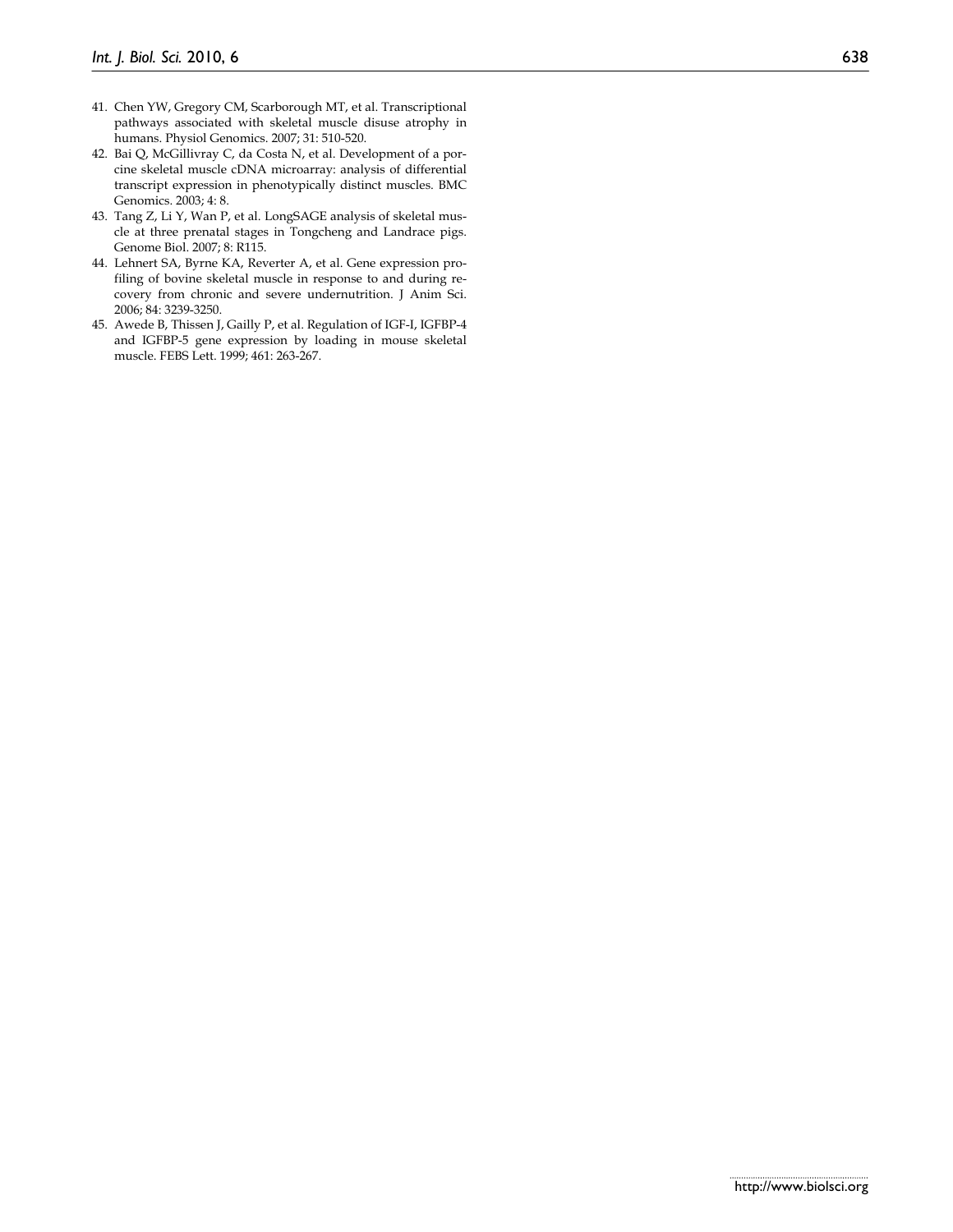41. Chen YW, Gregory CM, Scarborough MT, et al. Transcriptional pathways associated with skeletal muscle disuse atrophy in humans. Physiol Genomics. 2007; 31: 510-520.
42. Bai Q, McGillivray C, da Costa N, et al. Development of a porcine skeletal muscle cDNA microarray: analysis of differential transcript expression in phenotypically distinct muscles. BMC Genomics. 2003; 4: 8.
43. Tang Z, Li Y, Wan P, et al. LongSAGE analysis of skeletal muscle at three prenatal stages in Tongcheng and Landrace pigs. Genome Biol. 2007; 8: R115.
44. Lehnert SA, Byrne KA, Reverter A, et al. Gene expression profiling of bovine skeletal muscle in response to and during recovery from chronic and severe undernutrition. J Anim Sci. 2006; 84: 3239-3250.
45. Awede B, Thissen J, Gailly P, et al. Regulation of IGF-I, IGFBP-4 and IGFBP-5 gene expression by loading in mouse skeletal muscle. FEBS Lett. 1999; 461: 263-267.